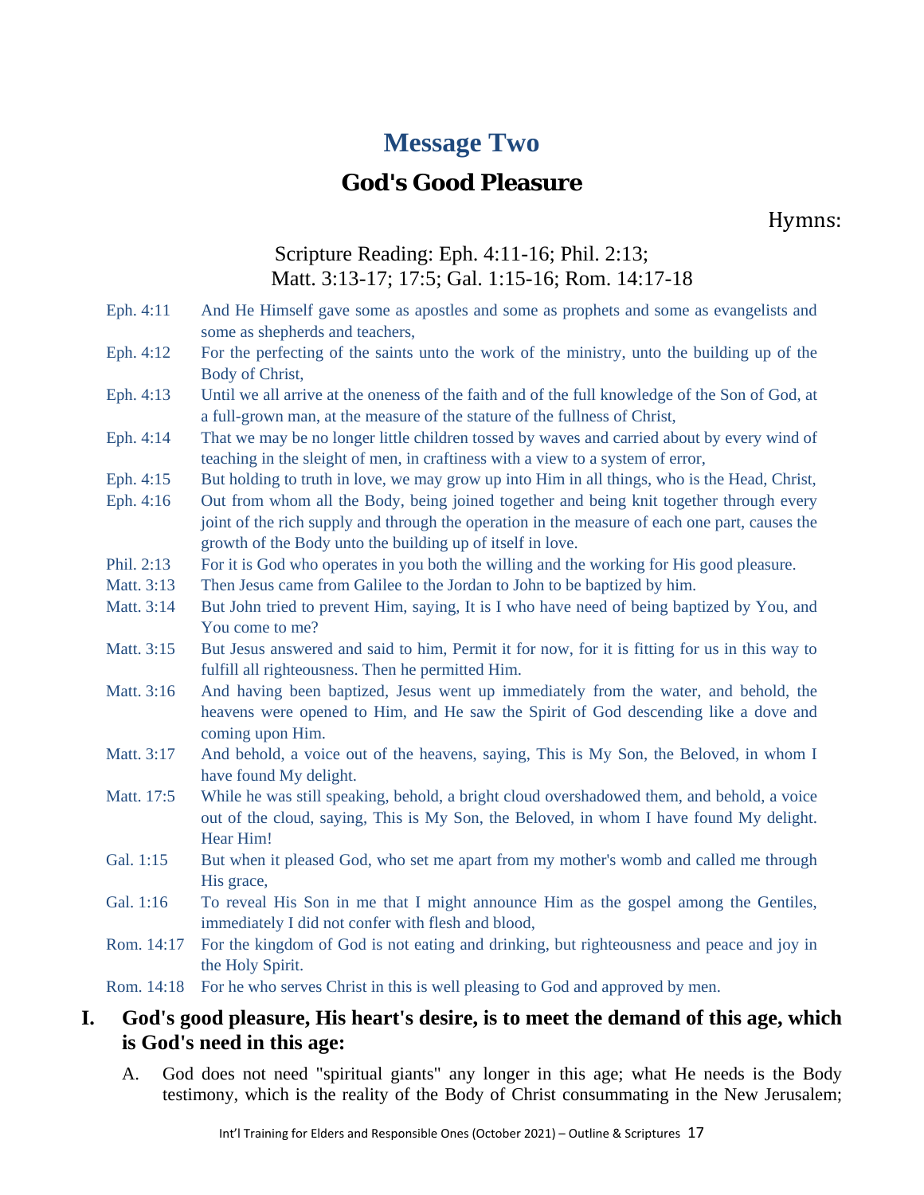# Message Two

## God's Good Pleasure

Hymns:

Scripture Reading: Eph. 4:11-16; Phil. 2:13; Matt. 3:13-17; 17:5; Gal. 1:15-16; Rom. 14:17-18

| | |
|---|---|
| Eph. 4:11 | And He Himself gave some as apostles and some as prophets and some as evangelists and some as shepherds and teachers, |
| Eph. 4:12 | For the perfecting of the saints unto the work of the ministry, unto the building up of the Body of Christ, |
| Eph. 4:13 | Until we all arrive at the oneness of the faith and of the full knowledge of the Son of God, at a full-grown man, at the measure of the stature of the fullness of Christ, |
| Eph. 4:14 | That we may be no longer little children tossed by waves and carried about by every wind of teaching in the sleight of men, in craftiness with a view to a system of error, |
| Eph. 4:15 | But holding to truth in love, we may grow up into Him in all things, who is the Head, Christ, |
| Eph. 4:16 | Out from whom all the Body, being joined together and being knit together through every joint of the rich supply and through the operation in the measure of each one part, causes the growth of the Body unto the building up of itself in love. |
| Phil. 2:13 | For it is God who operates in you both the willing and the working for His good pleasure. |
| Matt. 3:13 | Then Jesus came from Galilee to the Jordan to John to be baptized by him. |
| Matt. 3:14 | But John tried to prevent Him, saying, It is I who have need of being baptized by You, and You come to me? |
| Matt. 3:15 | But Jesus answered and said to him, Permit it for now, for it is fitting for us in this way to fulfill all righteousness. Then he permitted Him. |
| Matt. 3:16 | And having been baptized, Jesus went up immediately from the water, and behold, the heavens were opened to Him, and He saw the Spirit of God descending like a dove and coming upon Him. |
| Matt. 3:17 | And behold, a voice out of the heavens, saying, This is My Son, the Beloved, in whom I have found My delight. |
| Matt. 17:5 | While he was still speaking, behold, a bright cloud overshadowed them, and behold, a voice out of the cloud, saying, This is My Son, the Beloved, in whom I have found My delight. Hear Him! |
| Gal. 1:15 | But when it pleased God, who set me apart from my mother's womb and called me through His grace, |
| Gal. 1:16 | To reveal His Son in me that I might announce Him as the gospel among the Gentiles, immediately I did not confer with flesh and blood, |
| Rom. 14:17 | For the kingdom of God is not eating and drinking, but righteousness and peace and joy in the Holy Spirit. |
| Rom. 14:18 | For he who serves Christ in this is well pleasing to God and approved by men. |

**I. God's good pleasure, His heart's desire, is to meet the demand of this age, which is God's need in this age:**

A. God does not need "spiritual giants" any longer in this age; what He needs is the Body testimony, which is the reality of the Body of Christ consummating in the New Jerusalem;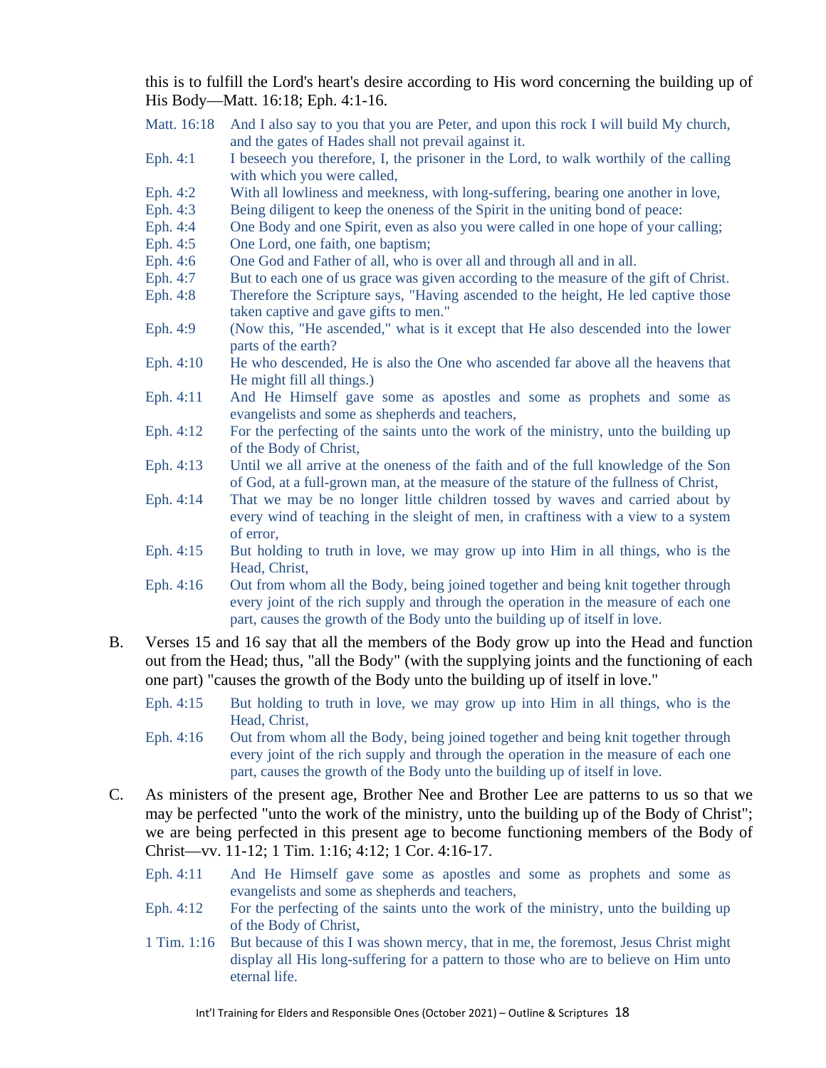this is to fulfill the Lord's heart's desire according to His word concerning the building up of His Body—Matt. 16:18; Eph. 4:1-16.

| | |
|---|---|
| Matt. 16:18 | And I also say to you that you are Peter, and upon this rock I will build My church, and the gates of Hades shall not prevail against it. |
| Eph. 4:1 | I beseech you therefore, I, the prisoner in the Lord, to walk worthily of the calling with which you were called, |
| Eph. 4:2 | With all lowliness and meekness, with long-suffering, bearing one another in love, |
| Eph. 4:3 | Being diligent to keep the oneness of the Spirit in the uniting bond of peace: |
| Eph. 4:4 | One Body and one Spirit, even as also you were called in one hope of your calling; |
| Eph. 4:5 | One Lord, one faith, one baptism; |
| Eph. 4:6 | One God and Father of all, who is over all and through all and in all. |
| Eph. 4:7 | But to each one of us grace was given according to the measure of the gift of Christ. |
| Eph. 4:8 | Therefore the Scripture says, "Having ascended to the height, He led captive those taken captive and gave gifts to men." |
| Eph. 4:9 | (Now this, "He ascended," what is it except that He also descended into the lower parts of the earth? |
| Eph. 4:10 | He who descended, He is also the One who ascended far above all the heavens that He might fill all things.) |
| Eph. 4:11 | And He Himself gave some as apostles and some as prophets and some as evangelists and some as shepherds and teachers, |
| Eph. 4:12 | For the perfecting of the saints unto the work of the ministry, unto the building up of the Body of Christ, |
| Eph. 4:13 | Until we all arrive at the oneness of the faith and of the full knowledge of the Son of God, at a full-grown man, at the measure of the stature of the fullness of Christ, |
| Eph. 4:14 | That we may be no longer little children tossed by waves and carried about by every wind of teaching in the sleight of men, in craftiness with a view to a system of error, |
| Eph. 4:15 | But holding to truth in love, we may grow up into Him in all things, who is the Head, Christ, |
| Eph. 4:16 | Out from whom all the Body, being joined together and being knit together through every joint of the rich supply and through the operation in the measure of each one part, causes the growth of the Body unto the building up of itself in love. |

B. Verses 15 and 16 say that all the members of the Body grow up into the Head and function out from the Head; thus, "all the Body" (with the supplying joints and the functioning of each one part) "causes the growth of the Body unto the building up of itself in love."

| | |
|---|---|
| Eph. 4:15 | But holding to truth in love, we may grow up into Him in all things, who is the Head, Christ, |
| Eph. 4:16 | Out from whom all the Body, being joined together and being knit together through every joint of the rich supply and through the operation in the measure of each one part, causes the growth of the Body unto the building up of itself in love. |

C. As ministers of the present age, Brother Nee and Brother Lee are patterns to us so that we may be perfected "unto the work of the ministry, unto the building up of the Body of Christ"; we are being perfected in this present age to become functioning members of the Body of Christ—vv. 11-12; 1 Tim. 1:16; 4:12; 1 Cor. 4:16-17.

| | |
|---|---|
| Eph. 4:11 | And He Himself gave some as apostles and some as prophets and some as evangelists and some as shepherds and teachers, |
| Eph. 4:12 | For the perfecting of the saints unto the work of the ministry, unto the building up of the Body of Christ, |
| 1 Tim. 1:16 | But because of this I was shown mercy, that in me, the foremost, Jesus Christ might display all His long-suffering for a pattern to those who are to believe on Him unto eternal life. |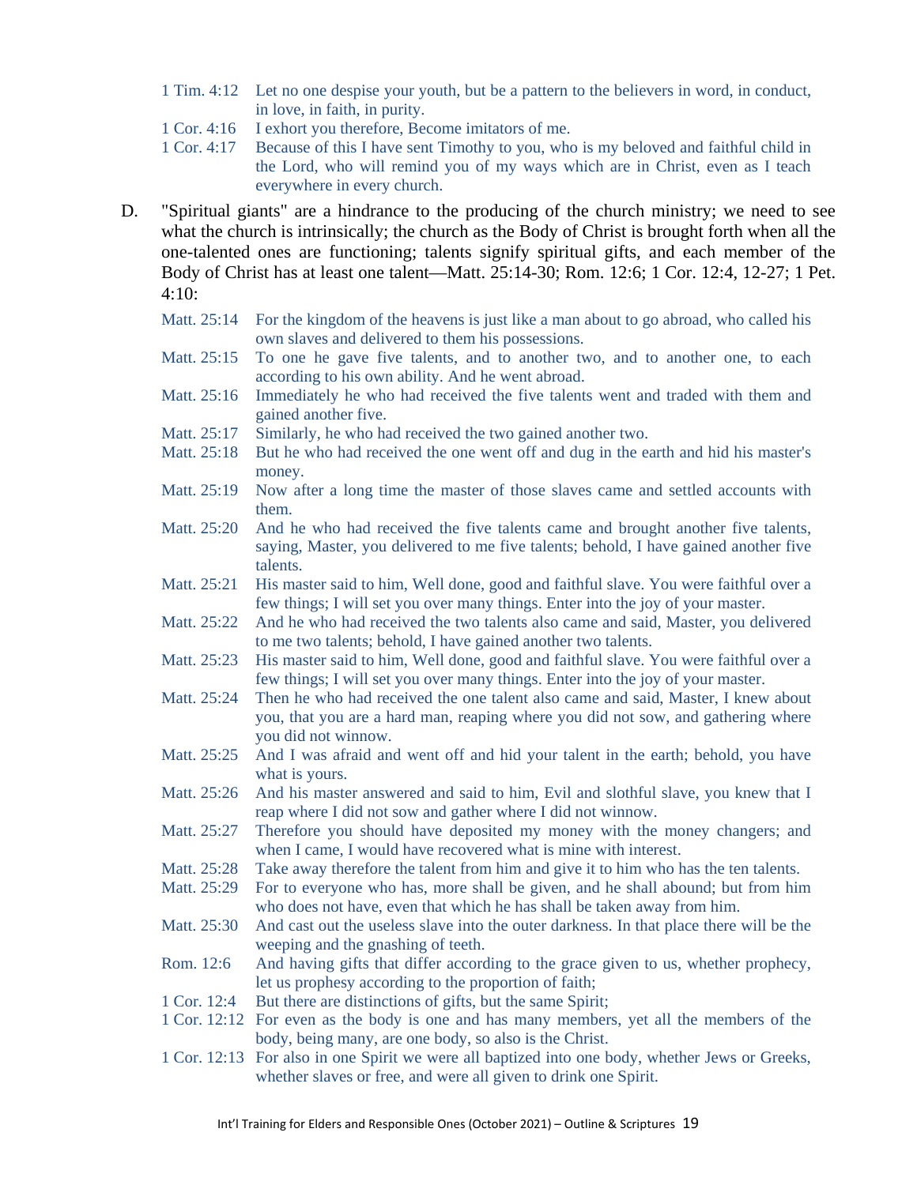1 Tim. 4:12 Let no one despise your youth, but be a pattern to the believers in word, in conduct, in love, in faith, in purity.

1 Cor. 4:16 I exhort you therefore, Become imitators of me.

1 Cor. 4:17 Because of this I have sent Timothy to you, who is my beloved and faithful child in the Lord, who will remind you of my ways which are in Christ, even as I teach everywhere in every church.

D. "Spiritual giants" are a hindrance to the producing of the church ministry; we need to see what the church is intrinsically; the church as the Body of Christ is brought forth when all the one-talented ones are functioning; talents signify spiritual gifts, and each member of the Body of Christ has at least one talent—Matt. 25:14-30; Rom. 12:6; 1 Cor. 12:4, 12-27; 1 Pet. 4:10:

Matt. 25:14 For the kingdom of the heavens is just like a man about to go abroad, who called his own slaves and delivered to them his possessions.

Matt. 25:15 To one he gave five talents, and to another two, and to another one, to each according to his own ability. And he went abroad.

Matt. 25:16 Immediately he who had received the five talents went and traded with them and gained another five.

Matt. 25:17 Similarly, he who had received the two gained another two.

Matt. 25:18 But he who had received the one went off and dug in the earth and hid his master's money.

Matt. 25:19 Now after a long time the master of those slaves came and settled accounts with them.

Matt. 25:20 And he who had received the five talents came and brought another five talents, saying, Master, you delivered to me five talents; behold, I have gained another five talents.

Matt. 25:21 His master said to him, Well done, good and faithful slave. You were faithful over a few things; I will set you over many things. Enter into the joy of your master.

Matt. 25:22 And he who had received the two talents also came and said, Master, you delivered to me two talents; behold, I have gained another two talents.

Matt. 25:23 His master said to him, Well done, good and faithful slave. You were faithful over a few things; I will set you over many things. Enter into the joy of your master.

Matt. 25:24 Then he who had received the one talent also came and said, Master, I knew about you, that you are a hard man, reaping where you did not sow, and gathering where you did not winnow.

Matt. 25:25 And I was afraid and went off and hid your talent in the earth; behold, you have what is yours.

Matt. 25:26 And his master answered and said to him, Evil and slothful slave, you knew that I reap where I did not sow and gather where I did not winnow.

Matt. 25:27 Therefore you should have deposited my money with the money changers; and when I came, I would have recovered what is mine with interest.

Matt. 25:28 Take away therefore the talent from him and give it to him who has the ten talents.

Matt. 25:29 For to everyone who has, more shall be given, and he shall abound; but from him who does not have, even that which he has shall be taken away from him.

Matt. 25:30 And cast out the useless slave into the outer darkness. In that place there will be the weeping and the gnashing of teeth.

Rom. 12:6 And having gifts that differ according to the grace given to us, whether prophecy, let us prophesy according to the proportion of faith;

1 Cor. 12:4 But there are distinctions of gifts, but the same Spirit;

1 Cor. 12:12 For even as the body is one and has many members, yet all the members of the body, being many, are one body, so also is the Christ.

1 Cor. 12:13 For also in one Spirit we were all baptized into one body, whether Jews or Greeks, whether slaves or free, and were all given to drink one Spirit.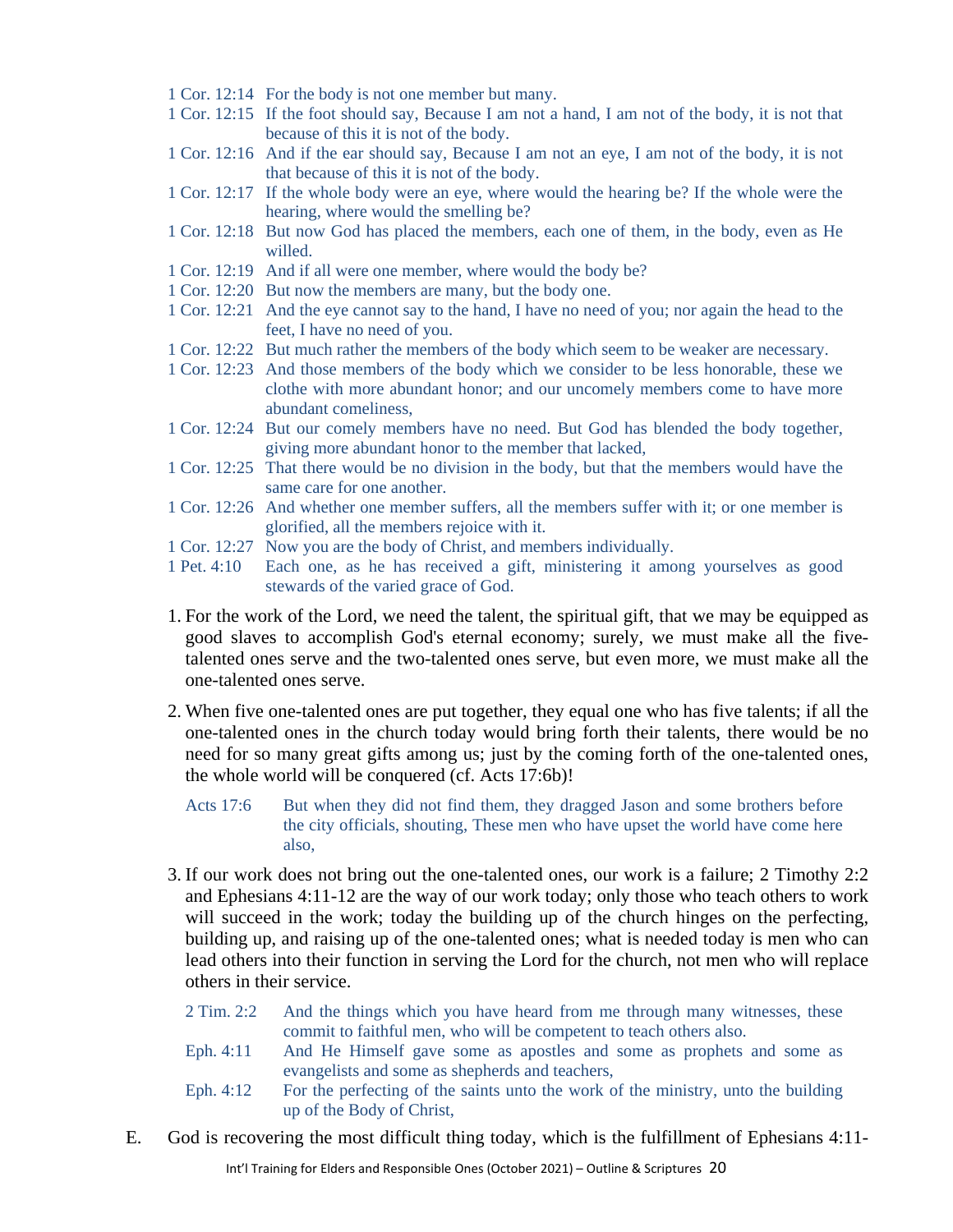1 Cor. 12:14 For the body is not one member but many.
1 Cor. 12:15 If the foot should say, Because I am not a hand, I am not of the body, it is not that because of this it is not of the body.
1 Cor. 12:16 And if the ear should say, Because I am not an eye, I am not of the body, it is not that because of this it is not of the body.
1 Cor. 12:17 If the whole body were an eye, where would the hearing be? If the whole were the hearing, where would the smelling be?
1 Cor. 12:18 But now God has placed the members, each one of them, in the body, even as He willed.
1 Cor. 12:19 And if all were one member, where would the body be?
1 Cor. 12:20 But now the members are many, but the body one.
1 Cor. 12:21 And the eye cannot say to the hand, I have no need of you; nor again the head to the feet, I have no need of you.
1 Cor. 12:22 But much rather the members of the body which seem to be weaker are necessary.
1 Cor. 12:23 And those members of the body which we consider to be less honorable, these we clothe with more abundant honor; and our uncomely members come to have more abundant comeliness,
1 Cor. 12:24 But our comely members have no need. But God has blended the body together, giving more abundant honor to the member that lacked,
1 Cor. 12:25 That there would be no division in the body, but that the members would have the same care for one another.
1 Cor. 12:26 And whether one member suffers, all the members suffer with it; or one member is glorified, all the members rejoice with it.
1 Cor. 12:27 Now you are the body of Christ, and members individually.
1 Pet. 4:10 Each one, as he has received a gift, ministering it among yourselves as good stewards of the varied grace of God.

1. For the work of the Lord, we need the talent, the spiritual gift, that we may be equipped as good slaves to accomplish God's eternal economy; surely, we must make all the five-talented ones serve and the two-talented ones serve, but even more, we must make all the one-talented ones serve.

2. When five one-talented ones are put together, they equal one who has five talents; if all the one-talented ones in the church today would bring forth their talents, there would be no need for so many great gifts among us; just by the coming forth of the one-talented ones, the whole world will be conquered (cf. Acts 17:6b)!

   Acts 17:6 But when they did not find them, they dragged Jason and some brothers before the city officials, shouting, These men who have upset the world have come here also,

3. If our work does not bring out the one-talented ones, our work is a failure; 2 Timothy 2:2 and Ephesians 4:11-12 are the way of our work today; only those who teach others to work will succeed in the work; today the building up of the church hinges on the perfecting, building up, and raising up of the one-talented ones; what is needed today is men who can lead others into their function in serving the Lord for the church, not men who will replace others in their service.

   2 Tim. 2:2 And the things which you have heard from me through many witnesses, these commit to faithful men, who will be competent to teach others also.
   Eph. 4:11 And He Himself gave some as apostles and some as prophets and some as evangelists and some as shepherds and teachers,
   Eph. 4:12 For the perfecting of the saints unto the work of the ministry, unto the building up of the Body of Christ,

E. God is recovering the most difficult thing today, which is the fulfillment of Ephesians 4:11-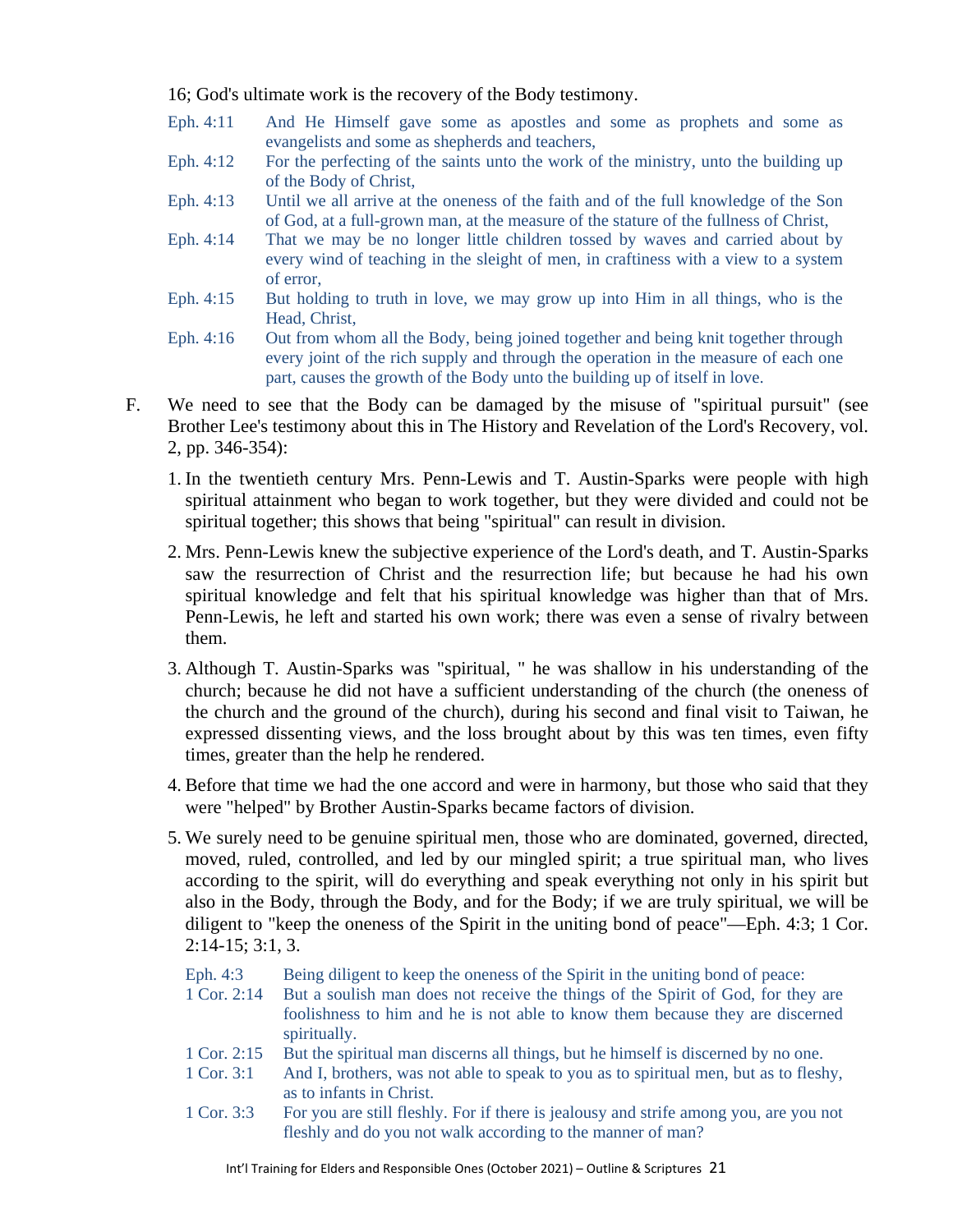16; God's ultimate work is the recovery of the Body testimony.

Eph. 4:11 And He Himself gave some as apostles and some as prophets and some as evangelists and some as shepherds and teachers,

Eph. 4:12 For the perfecting of the saints unto the work of the ministry, unto the building up of the Body of Christ,

Eph. 4:13 Until we all arrive at the oneness of the faith and of the full knowledge of the Son of God, at a full-grown man, at the measure of the stature of the fullness of Christ,

Eph. 4:14 That we may be no longer little children tossed by waves and carried about by every wind of teaching in the sleight of men, in craftiness with a view to a system of error,

Eph. 4:15 But holding to truth in love, we may grow up into Him in all things, who is the Head, Christ,

Eph. 4:16 Out from whom all the Body, being joined together and being knit together through every joint of the rich supply and through the operation in the measure of each one part, causes the growth of the Body unto the building up of itself in love.

F. We need to see that the Body can be damaged by the misuse of "spiritual pursuit" (see Brother Lee's testimony about this in The History and Revelation of the Lord's Recovery, vol. 2, pp. 346-354):

1. In the twentieth century Mrs. Penn-Lewis and T. Austin-Sparks were people with high spiritual attainment who began to work together, but they were divided and could not be spiritual together; this shows that being "spiritual" can result in division.

2. Mrs. Penn-Lewis knew the subjective experience of the Lord's death, and T. Austin-Sparks saw the resurrection of Christ and the resurrection life; but because he had his own spiritual knowledge and felt that his spiritual knowledge was higher than that of Mrs. Penn-Lewis, he left and started his own work; there was even a sense of rivalry between them.

3. Although T. Austin-Sparks was "spiritual, " he was shallow in his understanding of the church; because he did not have a sufficient understanding of the church (the oneness of the church and the ground of the church), during his second and final visit to Taiwan, he expressed dissenting views, and the loss brought about by this was ten times, even fifty times, greater than the help he rendered.

4. Before that time we had the one accord and were in harmony, but those who said that they were "helped" by Brother Austin-Sparks became factors of division.

5. We surely need to be genuine spiritual men, those who are dominated, governed, directed, moved, ruled, controlled, and led by our mingled spirit; a true spiritual man, who lives according to the spirit, will do everything and speak everything not only in his spirit but also in the Body, through the Body, and for the Body; if we are truly spiritual, we will be diligent to "keep the oneness of the Spirit in the uniting bond of peace"—Eph. 4:3; 1 Cor. 2:14-15; 3:1, 3.

Eph. 4:3 Being diligent to keep the oneness of the Spirit in the uniting bond of peace:

1 Cor. 2:14 But a soulish man does not receive the things of the Spirit of God, for they are foolishness to him and he is not able to know them because they are discerned spiritually.

1 Cor. 2:15 But the spiritual man discerns all things, but he himself is discerned by no one.

1 Cor. 3:1 And I, brothers, was not able to speak to you as to spiritual men, but as to fleshy, as to infants in Christ.

1 Cor. 3:3 For you are still fleshly. For if there is jealousy and strife among you, are you not fleshly and do you not walk according to the manner of man?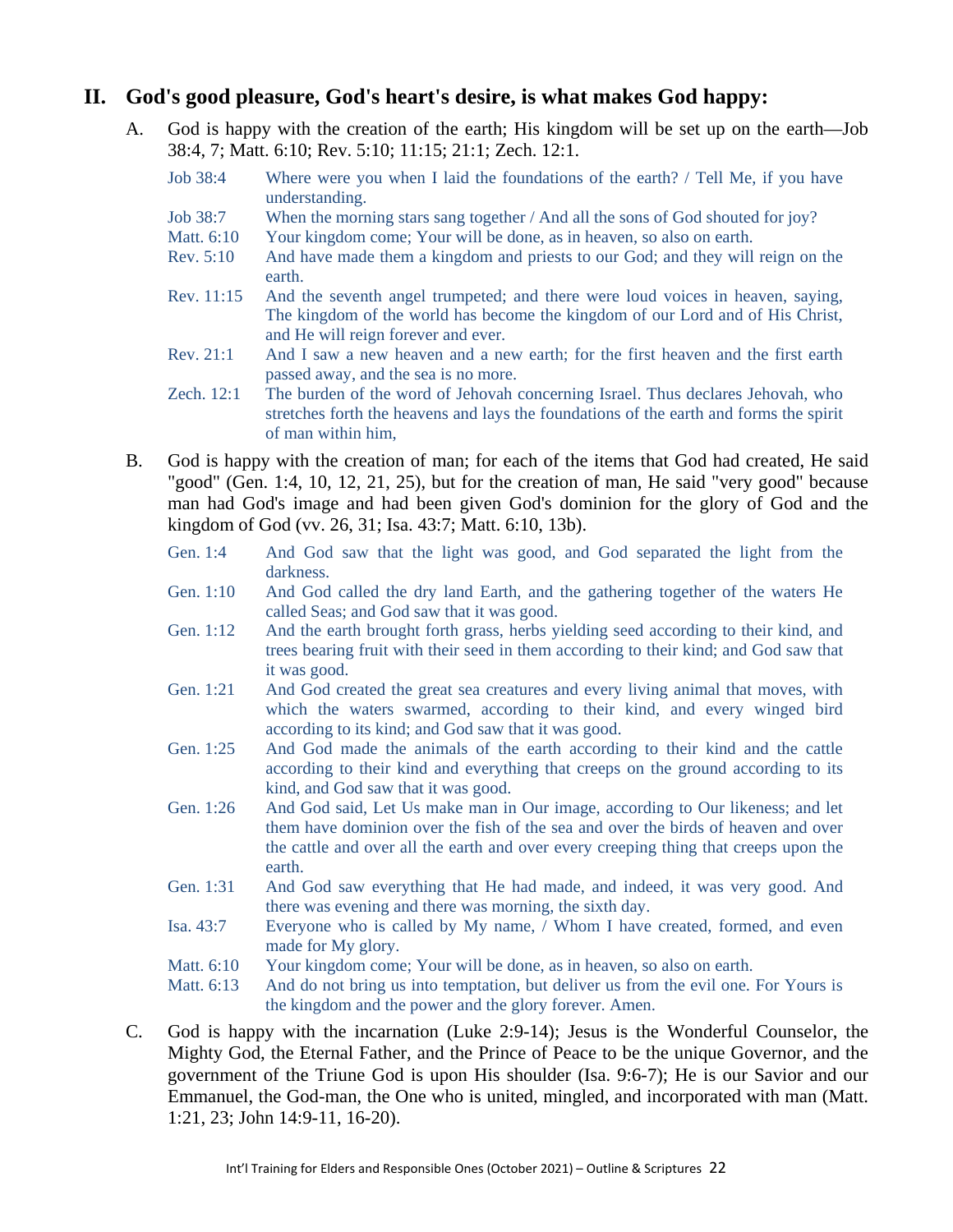## II. God's good pleasure, God's heart's desire, is what makes God happy:

A. God is happy with the creation of the earth; His kingdom will be set up on the earth—Job 38:4, 7; Matt. 6:10; Rev. 5:10; 11:15; 21:1; Zech. 12:1.

| | |
|---|---|
| Job 38:4 | Where were you when I laid the foundations of the earth? / Tell Me, if you have understanding. |
| Job 38:7 | When the morning stars sang together / And all the sons of God shouted for joy? |
| Matt. 6:10 | Your kingdom come; Your will be done, as in heaven, so also on earth. |
| Rev. 5:10 | And have made them a kingdom and priests to our God; and they will reign on the earth. |
| Rev. 11:15 | And the seventh angel trumpeted; and there were loud voices in heaven, saying, The kingdom of the world has become the kingdom of our Lord and of His Christ, and He will reign forever and ever. |
| Rev. 21:1 | And I saw a new heaven and a new earth; for the first heaven and the first earth passed away, and the sea is no more. |
| Zech. 12:1 | The burden of the word of Jehovah concerning Israel. Thus declares Jehovah, who stretches forth the heavens and lays the foundations of the earth and forms the spirit of man within him, |

B. God is happy with the creation of man; for each of the items that God had created, He said "good" (Gen. 1:4, 10, 12, 21, 25), but for the creation of man, He said "very good" because man had God's image and had been given God's dominion for the glory of God and the kingdom of God (vv. 26, 31; Isa. 43:7; Matt. 6:10, 13b).

| | |
|---|---|
| Gen. 1:4 | And God saw that the light was good, and God separated the light from the darkness. |
| Gen. 1:10 | And God called the dry land Earth, and the gathering together of the waters He called Seas; and God saw that it was good. |
| Gen. 1:12 | And the earth brought forth grass, herbs yielding seed according to their kind, and trees bearing fruit with their seed in them according to their kind; and God saw that it was good. |
| Gen. 1:21 | And God created the great sea creatures and every living animal that moves, with which the waters swarmed, according to their kind, and every winged bird according to its kind; and God saw that it was good. |
| Gen. 1:25 | And God made the animals of the earth according to their kind and the cattle according to their kind and everything that creeps on the ground according to its kind, and God saw that it was good. |
| Gen. 1:26 | And God said, Let Us make man in Our image, according to Our likeness; and let them have dominion over the fish of the sea and over the birds of heaven and over the cattle and over all the earth and over every creeping thing that creeps upon the earth. |
| Gen. 1:31 | And God saw everything that He had made, and indeed, it was very good. And there was evening and there was morning, the sixth day. |
| Isa. 43:7 | Everyone who is called by My name, / Whom I have created, formed, and even made for My glory. |
| Matt. 6:10 | Your kingdom come; Your will be done, as in heaven, so also on earth. |
| Matt. 6:13 | And do not bring us into temptation, but deliver us from the evil one. For Yours is the kingdom and the power and the glory forever. Amen. |

C. God is happy with the incarnation (Luke 2:9-14); Jesus is the Wonderful Counselor, the Mighty God, the Eternal Father, and the Prince of Peace to be the unique Governor, and the government of the Triune God is upon His shoulder (Isa. 9:6-7); He is our Savior and our Emmanuel, the God-man, the One who is united, mingled, and incorporated with man (Matt. 1:21, 23; John 14:9-11, 16-20).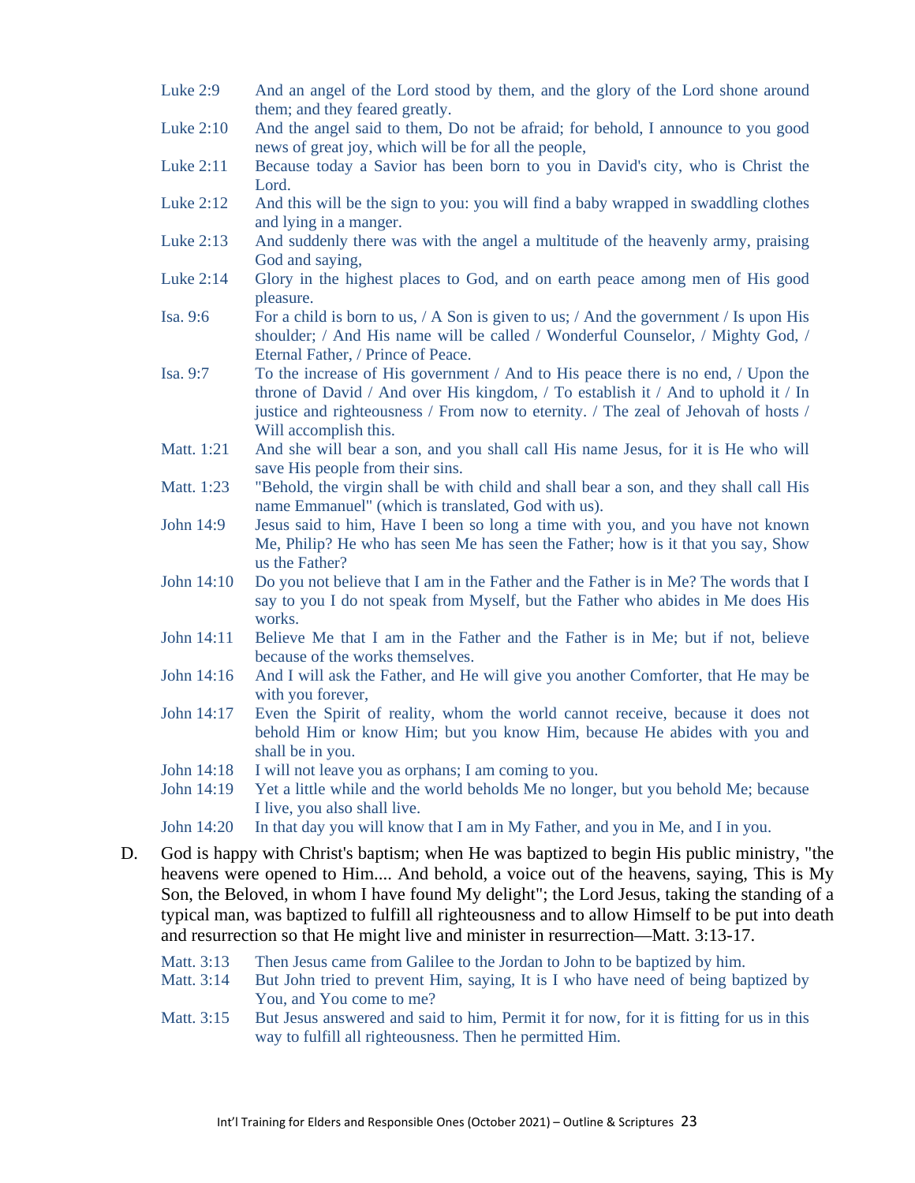Luke 2:9 And an angel of the Lord stood by them, and the glory of the Lord shone around them; and they feared greatly.

Luke 2:10 And the angel said to them, Do not be afraid; for behold, I announce to you good news of great joy, which will be for all the people,

Luke 2:11 Because today a Savior has been born to you in David's city, who is Christ the Lord.

Luke 2:12 And this will be the sign to you: you will find a baby wrapped in swaddling clothes and lying in a manger.

Luke 2:13 And suddenly there was with the angel a multitude of the heavenly army, praising God and saying,

Luke 2:14 Glory in the highest places to God, and on earth peace among men of His good pleasure.

Isa. 9:6 For a child is born to us, / A Son is given to us; / And the government / Is upon His shoulder; / And His name will be called / Wonderful Counselor, / Mighty God, / Eternal Father, / Prince of Peace.

Isa. 9:7 To the increase of His government / And to His peace there is no end, / Upon the throne of David / And over His kingdom, / To establish it / And to uphold it / In justice and righteousness / From now to eternity. / The zeal of Jehovah of hosts / Will accomplish this.

Matt. 1:21 And she will bear a son, and you shall call His name Jesus, for it is He who will save His people from their sins.

Matt. 1:23 "Behold, the virgin shall be with child and shall bear a son, and they shall call His name Emmanuel" (which is translated, God with us).

John 14:9 Jesus said to him, Have I been so long a time with you, and you have not known Me, Philip? He who has seen Me has seen the Father; how is it that you say, Show us the Father?

John 14:10 Do you not believe that I am in the Father and the Father is in Me? The words that I say to you I do not speak from Myself, but the Father who abides in Me does His works.

John 14:11 Believe Me that I am in the Father and the Father is in Me; but if not, believe because of the works themselves.

John 14:16 And I will ask the Father, and He will give you another Comforter, that He may be with you forever,

John 14:17 Even the Spirit of reality, whom the world cannot receive, because it does not behold Him or know Him; but you know Him, because He abides with you and shall be in you.

John 14:18 I will not leave you as orphans; I am coming to you.

John 14:19 Yet a little while and the world beholds Me no longer, but you behold Me; because I live, you also shall live.

John 14:20 In that day you will know that I am in My Father, and you in Me, and I in you.

D. God is happy with Christ's baptism; when He was baptized to begin His public ministry, "the heavens were opened to Him.... And behold, a voice out of the heavens, saying, This is My Son, the Beloved, in whom I have found My delight"; the Lord Jesus, taking the standing of a typical man, was baptized to fulfill all righteousness and to allow Himself to be put into death and resurrection so that He might live and minister in resurrection—Matt. 3:13-17.

Matt. 3:13 Then Jesus came from Galilee to the Jordan to John to be baptized by him.

Matt. 3:14 But John tried to prevent Him, saying, It is I who have need of being baptized by You, and You come to me?

Matt. 3:15 But Jesus answered and said to him, Permit it for now, for it is fitting for us in this way to fulfill all righteousness. Then he permitted Him.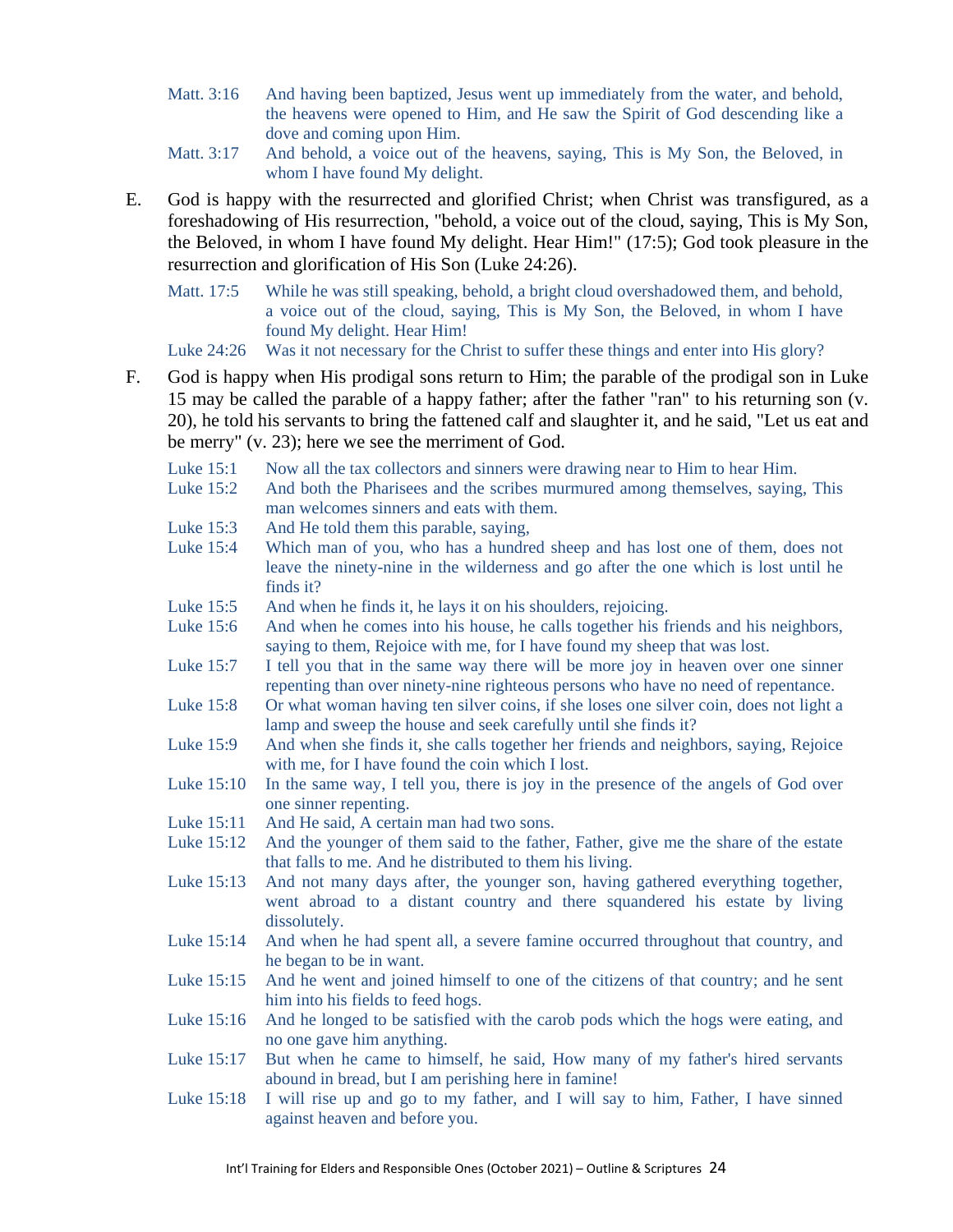Matt. 3:16 And having been baptized, Jesus went up immediately from the water, and behold, the heavens were opened to Him, and He saw the Spirit of God descending like a dove and coming upon Him.

Matt. 3:17 And behold, a voice out of the heavens, saying, This is My Son, the Beloved, in whom I have found My delight.

E. God is happy with the resurrected and glorified Christ; when Christ was transfigured, as a foreshadowing of His resurrection, "behold, a voice out of the cloud, saying, This is My Son, the Beloved, in whom I have found My delight. Hear Him!" (17:5); God took pleasure in the resurrection and glorification of His Son (Luke 24:26).

Matt. 17:5 While he was still speaking, behold, a bright cloud overshadowed them, and behold, a voice out of the cloud, saying, This is My Son, the Beloved, in whom I have found My delight. Hear Him!

Luke 24:26 Was it not necessary for the Christ to suffer these things and enter into His glory?

F. God is happy when His prodigal sons return to Him; the parable of the prodigal son in Luke 15 may be called the parable of a happy father; after the father "ran" to his returning son (v. 20), he told his servants to bring the fattened calf and slaughter it, and he said, "Let us eat and be merry" (v. 23); here we see the merriment of God.

Luke 15:1 Now all the tax collectors and sinners were drawing near to Him to hear Him.

Luke 15:2 And both the Pharisees and the scribes murmured among themselves, saying, This man welcomes sinners and eats with them.

Luke 15:3 And He told them this parable, saying,

Luke 15:4 Which man of you, who has a hundred sheep and has lost one of them, does not leave the ninety-nine in the wilderness and go after the one which is lost until he finds it?

Luke 15:5 And when he finds it, he lays it on his shoulders, rejoicing.

Luke 15:6 And when he comes into his house, he calls together his friends and his neighbors, saying to them, Rejoice with me, for I have found my sheep that was lost.

Luke 15:7 I tell you that in the same way there will be more joy in heaven over one sinner repenting than over ninety-nine righteous persons who have no need of repentance.

Luke 15:8 Or what woman having ten silver coins, if she loses one silver coin, does not light a lamp and sweep the house and seek carefully until she finds it?

Luke 15:9 And when she finds it, she calls together her friends and neighbors, saying, Rejoice with me, for I have found the coin which I lost.

Luke 15:10 In the same way, I tell you, there is joy in the presence of the angels of God over one sinner repenting.

Luke 15:11 And He said, A certain man had two sons.

Luke 15:12 And the younger of them said to the father, Father, give me the share of the estate that falls to me. And he distributed to them his living.

Luke 15:13 And not many days after, the younger son, having gathered everything together, went abroad to a distant country and there squandered his estate by living dissolutely.

Luke 15:14 And when he had spent all, a severe famine occurred throughout that country, and he began to be in want.

Luke 15:15 And he went and joined himself to one of the citizens of that country; and he sent him into his fields to feed hogs.

Luke 15:16 And he longed to be satisfied with the carob pods which the hogs were eating, and no one gave him anything.

Luke 15:17 But when he came to himself, he said, How many of my father's hired servants abound in bread, but I am perishing here in famine!

Luke 15:18 I will rise up and go to my father, and I will say to him, Father, I have sinned against heaven and before you.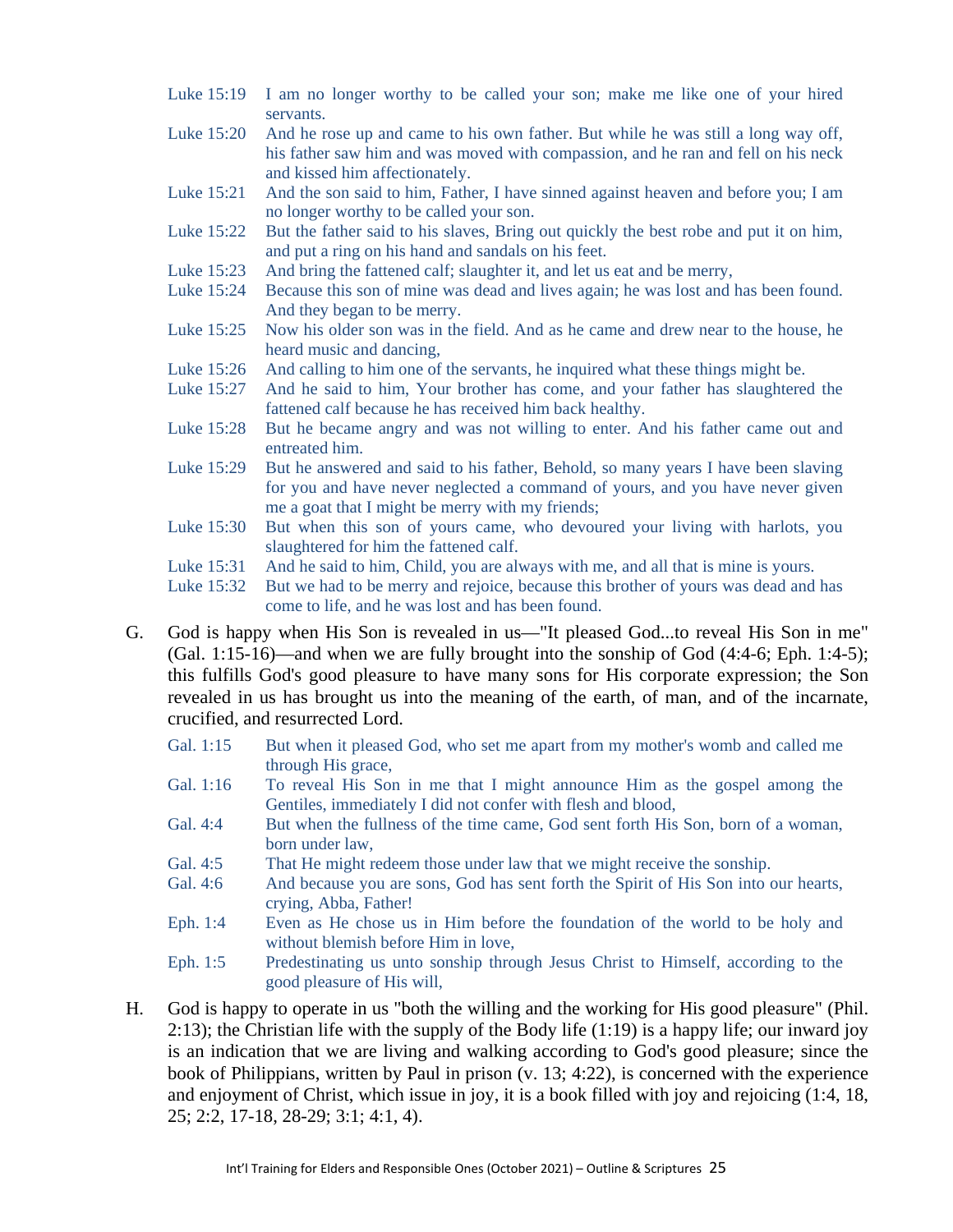| | |
|---|---|
| Luke 15:19 | I am no longer worthy to be called your son; make me like one of your hired servants. |
| Luke 15:20 | And he rose up and came to his own father. But while he was still a long way off, his father saw him and was moved with compassion, and he ran and fell on his neck and kissed him affectionately. |
| Luke 15:21 | And the son said to him, Father, I have sinned against heaven and before you; I am no longer worthy to be called your son. |
| Luke 15:22 | But the father said to his slaves, Bring out quickly the best robe and put it on him, and put a ring on his hand and sandals on his feet. |
| Luke 15:23 | And bring the fattened calf; slaughter it, and let us eat and be merry, |
| Luke 15:24 | Because this son of mine was dead and lives again; he was lost and has been found. And they began to be merry. |
| Luke 15:25 | Now his older son was in the field. And as he came and drew near to the house, he heard music and dancing, |
| Luke 15:26 | And calling to him one of the servants, he inquired what these things might be. |
| Luke 15:27 | And he said to him, Your brother has come, and your father has slaughtered the fattened calf because he has received him back healthy. |
| Luke 15:28 | But he became angry and was not willing to enter. And his father came out and entreated him. |
| Luke 15:29 | But he answered and said to his father, Behold, so many years I have been slaving for you and have never neglected a command of yours, and you have never given me a goat that I might be merry with my friends; |
| Luke 15:30 | But when this son of yours came, who devoured your living with harlots, you slaughtered for him the fattened calf. |
| Luke 15:31 | And he said to him, Child, you are always with me, and all that is mine is yours. |
| Luke 15:32 | But we had to be merry and rejoice, because this brother of yours was dead and has come to life, and he was lost and has been found. |

G. God is happy when His Son is revealed in us—"It pleased God...to reveal His Son in me" (Gal. 1:15-16)—and when we are fully brought into the sonship of God (4:4-6; Eph. 1:4-5); this fulfills God's good pleasure to have many sons for His corporate expression; the Son revealed in us has brought us into the meaning of the earth, of man, and of the incarnate, crucified, and resurrected Lord.

| | |
|---|---|
| Gal. 1:15 | But when it pleased God, who set me apart from my mother's womb and called me through His grace, |
| Gal. 1:16 | To reveal His Son in me that I might announce Him as the gospel among the Gentiles, immediately I did not confer with flesh and blood, |
| Gal. 4:4 | But when the fullness of the time came, God sent forth His Son, born of a woman, born under law, |
| Gal. 4:5 | That He might redeem those under law that we might receive the sonship. |
| Gal. 4:6 | And because you are sons, God has sent forth the Spirit of His Son into our hearts, crying, Abba, Father! |
| Eph. 1:4 | Even as He chose us in Him before the foundation of the world to be holy and without blemish before Him in love, |
| Eph. 1:5 | Predestinating us unto sonship through Jesus Christ to Himself, according to the good pleasure of His will, |

H. God is happy to operate in us "both the willing and the working for His good pleasure" (Phil. 2:13); the Christian life with the supply of the Body life (1:19) is a happy life; our inward joy is an indication that we are living and walking according to God's good pleasure; since the book of Philippians, written by Paul in prison (v. 13; 4:22), is concerned with the experience and enjoyment of Christ, which issue in joy, it is a book filled with joy and rejoicing (1:4, 18, 25; 2:2, 17-18, 28-29; 3:1; 4:1, 4).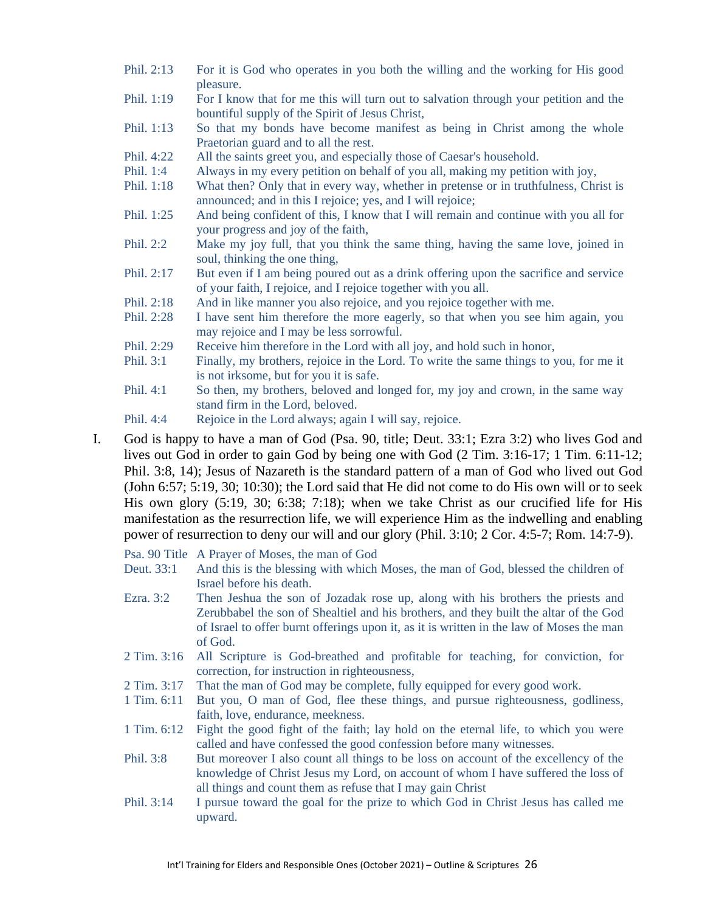Phil. 2:13 For it is God who operates in you both the willing and the working for His good pleasure.

Phil. 1:19 For I know that for me this will turn out to salvation through your petition and the bountiful supply of the Spirit of Jesus Christ,

Phil. 1:13 So that my bonds have become manifest as being in Christ among the whole Praetorian guard and to all the rest.

Phil. 4:22 All the saints greet you, and especially those of Caesar's household.

Phil. 1:4 Always in my every petition on behalf of you all, making my petition with joy,

Phil. 1:18 What then? Only that in every way, whether in pretense or in truthfulness, Christ is announced; and in this I rejoice; yes, and I will rejoice;

Phil. 1:25 And being confident of this, I know that I will remain and continue with you all for your progress and joy of the faith,

Phil. 2:2 Make my joy full, that you think the same thing, having the same love, joined in soul, thinking the one thing,

Phil. 2:17 But even if I am being poured out as a drink offering upon the sacrifice and service of your faith, I rejoice, and I rejoice together with you all.

Phil. 2:18 And in like manner you also rejoice, and you rejoice together with me.

Phil. 2:28 I have sent him therefore the more eagerly, so that when you see him again, you may rejoice and I may be less sorrowful.

Phil. 2:29 Receive him therefore in the Lord with all joy, and hold such in honor,

Phil. 3:1 Finally, my brothers, rejoice in the Lord. To write the same things to you, for me it is not irksome, but for you it is safe.

Phil. 4:1 So then, my brothers, beloved and longed for, my joy and crown, in the same way stand firm in the Lord, beloved.

Phil. 4:4 Rejoice in the Lord always; again I will say, rejoice.

I. God is happy to have a man of God (Psa. 90, title; Deut. 33:1; Ezra 3:2) who lives God and lives out God in order to gain God by being one with God (2 Tim. 3:16-17; 1 Tim. 6:11-12; Phil. 3:8, 14); Jesus of Nazareth is the standard pattern of a man of God who lived out God (John 6:57; 5:19, 30; 10:30); the Lord said that He did not come to do His own will or to seek His own glory (5:19, 30; 6:38; 7:18); when we take Christ as our crucified life for His manifestation as the resurrection life, we will experience Him as the indwelling and enabling power of resurrection to deny our will and our glory (Phil. 3:10; 2 Cor. 4:5-7; Rom. 14:7-9).

Psa. 90 Title A Prayer of Moses, the man of God

Deut. 33:1 And this is the blessing with which Moses, the man of God, blessed the children of Israel before his death.

Ezra. 3:2 Then Jeshua the son of Jozadak rose up, along with his brothers the priests and Zerubbabel the son of Shealtiel and his brothers, and they built the altar of the God of Israel to offer burnt offerings upon it, as it is written in the law of Moses the man of God.

2 Tim. 3:16 All Scripture is God-breathed and profitable for teaching, for conviction, for correction, for instruction in righteousness,

2 Tim. 3:17 That the man of God may be complete, fully equipped for every good work.

1 Tim. 6:11 But you, O man of God, flee these things, and pursue righteousness, godliness, faith, love, endurance, meekness.

1 Tim. 6:12 Fight the good fight of the faith; lay hold on the eternal life, to which you were called and have confessed the good confession before many witnesses.

Phil. 3:8 But moreover I also count all things to be loss on account of the excellency of the knowledge of Christ Jesus my Lord, on account of whom I have suffered the loss of all things and count them as refuse that I may gain Christ

Phil. 3:14 I pursue toward the goal for the prize to which God in Christ Jesus has called me upward.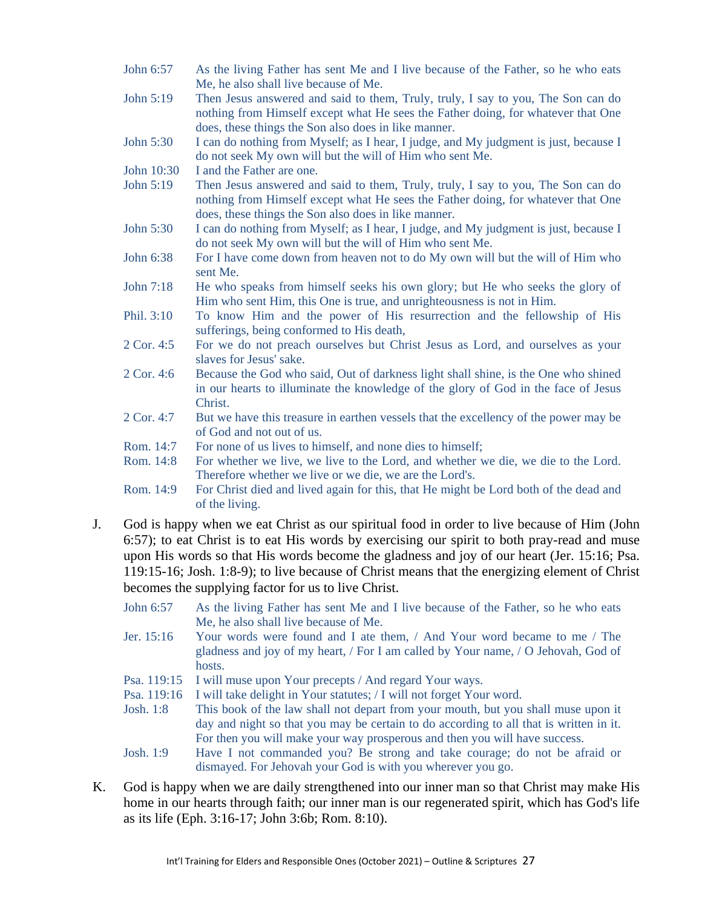John 6:57 As the living Father has sent Me and I live because of the Father, so he who eats Me, he also shall live because of Me.

John 5:19 Then Jesus answered and said to them, Truly, truly, I say to you, The Son can do nothing from Himself except what He sees the Father doing, for whatever that One does, these things the Son also does in like manner.

John 5:30 I can do nothing from Myself; as I hear, I judge, and My judgment is just, because I do not seek My own will but the will of Him who sent Me.

John 10:30 I and the Father are one.

John 5:19 Then Jesus answered and said to them, Truly, truly, I say to you, The Son can do nothing from Himself except what He sees the Father doing, for whatever that One does, these things the Son also does in like manner.

John 5:30 I can do nothing from Myself; as I hear, I judge, and My judgment is just, because I do not seek My own will but the will of Him who sent Me.

John 6:38 For I have come down from heaven not to do My own will but the will of Him who sent Me.

John 7:18 He who speaks from himself seeks his own glory; but He who seeks the glory of Him who sent Him, this One is true, and unrighteousness is not in Him.

Phil. 3:10 To know Him and the power of His resurrection and the fellowship of His sufferings, being conformed to His death,

2 Cor. 4:5 For we do not preach ourselves but Christ Jesus as Lord, and ourselves as your slaves for Jesus' sake.

2 Cor. 4:6 Because the God who said, Out of darkness light shall shine, is the One who shined in our hearts to illuminate the knowledge of the glory of God in the face of Jesus Christ.

2 Cor. 4:7 But we have this treasure in earthen vessels that the excellency of the power may be of God and not out of us.

Rom. 14:7 For none of us lives to himself, and none dies to himself;

Rom. 14:8 For whether we live, we live to the Lord, and whether we die, we die to the Lord. Therefore whether we live or we die, we are the Lord's.

Rom. 14:9 For Christ died and lived again for this, that He might be Lord both of the dead and of the living.

J. God is happy when we eat Christ as our spiritual food in order to live because of Him (John 6:57); to eat Christ is to eat His words by exercising our spirit to both pray-read and muse upon His words so that His words become the gladness and joy of our heart (Jer. 15:16; Psa. 119:15-16; Josh. 1:8-9); to live because of Christ means that the energizing element of Christ becomes the supplying factor for us to live Christ.

John 6:57 As the living Father has sent Me and I live because of the Father, so he who eats Me, he also shall live because of Me.

Jer. 15:16 Your words were found and I ate them, / And Your word became to me / The gladness and joy of my heart, / For I am called by Your name, / O Jehovah, God of hosts.

Psa. 119:15 I will muse upon Your precepts / And regard Your ways.

Psa. 119:16 I will take delight in Your statutes; / I will not forget Your word.

Josh. 1:8 This book of the law shall not depart from your mouth, but you shall muse upon it day and night so that you may be certain to do according to all that is written in it. For then you will make your way prosperous and then you will have success.

Josh. 1:9 Have I not commanded you? Be strong and take courage; do not be afraid or dismayed. For Jehovah your God is with you wherever you go.

K. God is happy when we are daily strengthened into our inner man so that Christ may make His home in our hearts through faith; our inner man is our regenerated spirit, which has God's life as its life (Eph. 3:16-17; John 3:6b; Rom. 8:10).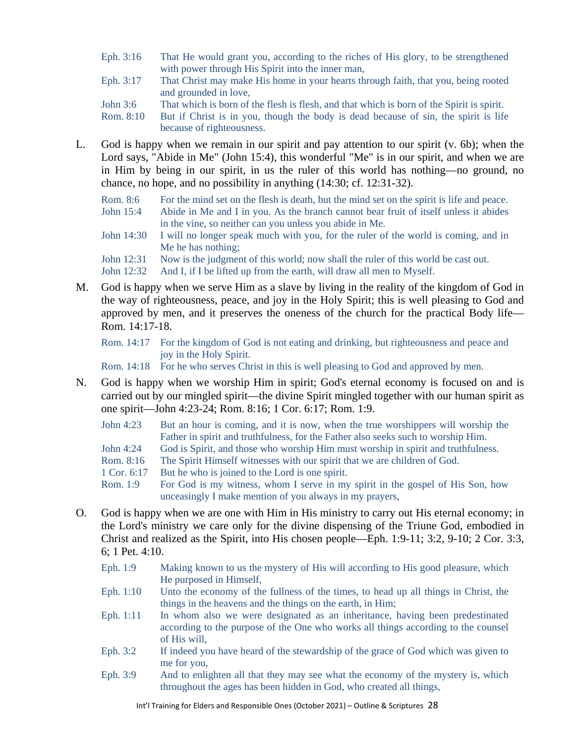| | |
|---|---|
| Eph. 3:16 | That He would grant you, according to the riches of His glory, to be strengthened with power through His Spirit into the inner man, |
| Eph. 3:17 | That Christ may make His home in your hearts through faith, that you, being rooted and grounded in love, |
| John 3:6 | That which is born of the flesh is flesh, and that which is born of the Spirit is spirit. |
| Rom. 8:10 | But if Christ is in you, though the body is dead because of sin, the spirit is life because of righteousness. |

L. God is happy when we remain in our spirit and pay attention to our spirit (v. 6b); when the Lord says, "Abide in Me" (John 15:4), this wonderful "Me" is in our spirit, and when we are in Him by being in our spirit, in us the ruler of this world has nothing—no ground, no chance, no hope, and no possibility in anything (14:30; cf. 12:31-32).

| | |
|---|---|
| Rom. 8:6 | For the mind set on the flesh is death, but the mind set on the spirit is life and peace. |
| John 15:4 | Abide in Me and I in you. As the branch cannot bear fruit of itself unless it abides in the vine, so neither can you unless you abide in Me. |
| John 14:30 | I will no longer speak much with you, for the ruler of the world is coming, and in Me he has nothing; |
| John 12:31 | Now is the judgment of this world; now shall the ruler of this world be cast out. |
| John 12:32 | And I, if I be lifted up from the earth, will draw all men to Myself. |

M. God is happy when we serve Him as a slave by living in the reality of the kingdom of God in the way of righteousness, peace, and joy in the Holy Spirit; this is well pleasing to God and approved by men, and it preserves the oneness of the church for the practical Body life—Rom. 14:17-18.

| | |
|---|---|
| Rom. 14:17 | For the kingdom of God is not eating and drinking, but righteousness and peace and joy in the Holy Spirit. |
| Rom. 14:18 | For he who serves Christ in this is well pleasing to God and approved by men. |

N. God is happy when we worship Him in spirit; God's eternal economy is focused on and is carried out by our mingled spirit—the divine Spirit mingled together with our human spirit as one spirit—John 4:23-24; Rom. 8:16; 1 Cor. 6:17; Rom. 1:9.

| | |
|---|---|
| John 4:23 | But an hour is coming, and it is now, when the true worshippers will worship the Father in spirit and truthfulness, for the Father also seeks such to worship Him. |
| John 4:24 | God is Spirit, and those who worship Him must worship in spirit and truthfulness. |
| Rom. 8:16 | The Spirit Himself witnesses with our spirit that we are children of God. |
| 1 Cor. 6:17 | But he who is joined to the Lord is one spirit. |
| Rom. 1:9 | For God is my witness, whom I serve in my spirit in the gospel of His Son, how unceasingly I make mention of you always in my prayers, |

O. God is happy when we are one with Him in His ministry to carry out His eternal economy; in the Lord's ministry we care only for the divine dispensing of the Triune God, embodied in Christ and realized as the Spirit, into His chosen people—Eph. 1:9-11; 3:2, 9-10; 2 Cor. 3:3, 6; 1 Pet. 4:10.

| | |
|---|---|
| Eph. 1:9 | Making known to us the mystery of His will according to His good pleasure, which He purposed in Himself, |
| Eph. 1:10 | Unto the economy of the fullness of the times, to head up all things in Christ, the things in the heavens and the things on the earth, in Him; |
| Eph. 1:11 | In whom also we were designated as an inheritance, having been predestinated according to the purpose of the One who works all things according to the counsel of His will, |
| Eph. 3:2 | If indeed you have heard of the stewardship of the grace of God which was given to me for you, |
| Eph. 3:9 | And to enlighten all that they may see what the economy of the mystery is, which throughout the ages has been hidden in God, who created all things, |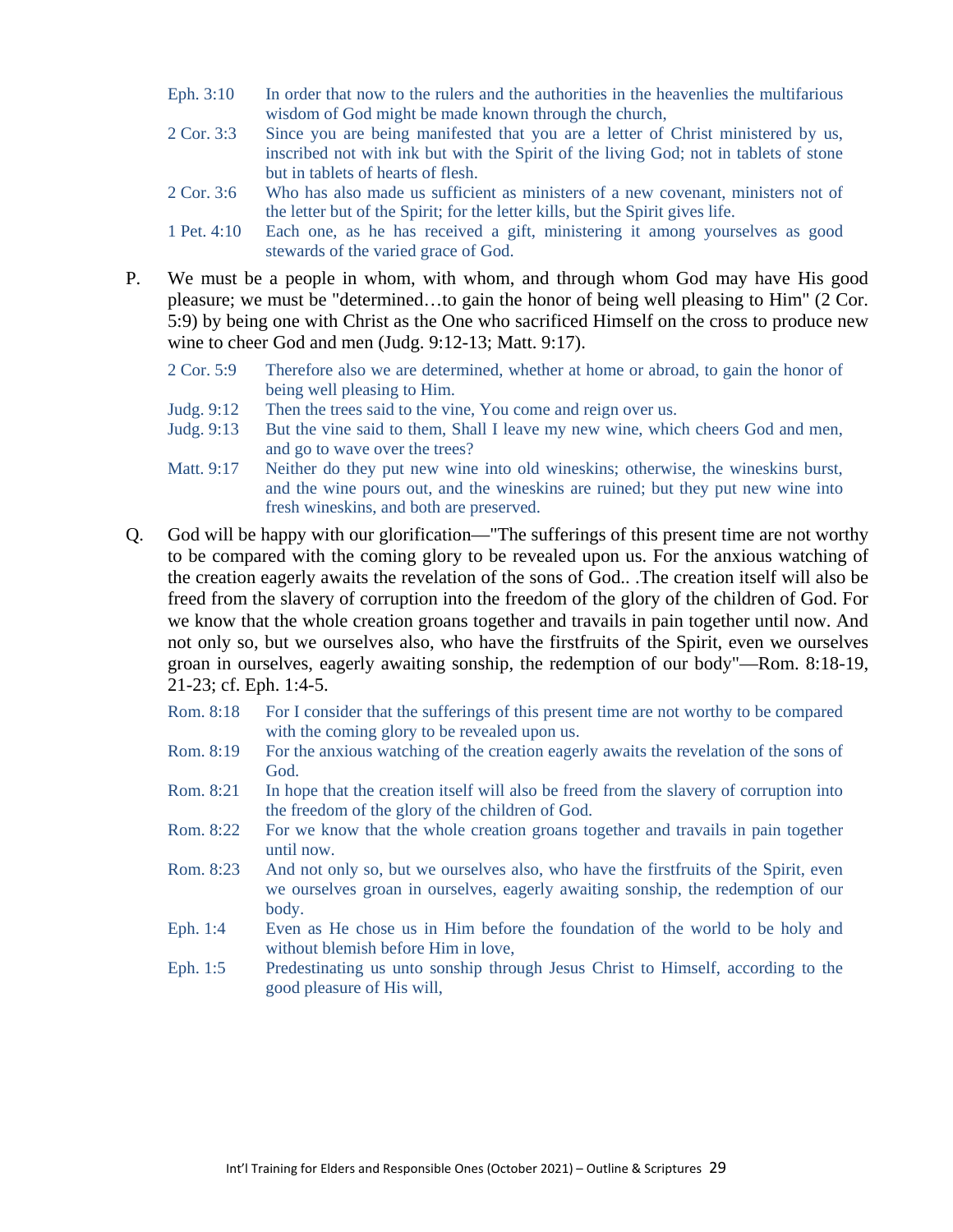Eph. 3:10 In order that now to the rulers and the authorities in the heavenlies the multifarious wisdom of God might be made known through the church,

2 Cor. 3:3 Since you are being manifested that you are a letter of Christ ministered by us, inscribed not with ink but with the Spirit of the living God; not in tablets of stone but in tablets of hearts of flesh.

2 Cor. 3:6 Who has also made us sufficient as ministers of a new covenant, ministers not of the letter but of the Spirit; for the letter kills, but the Spirit gives life.

1 Pet. 4:10 Each one, as he has received a gift, ministering it among yourselves as good stewards of the varied grace of God.

P. We must be a people in whom, with whom, and through whom God may have His good pleasure; we must be "determined…to gain the honor of being well pleasing to Him" (2 Cor. 5:9) by being one with Christ as the One who sacrificed Himself on the cross to produce new wine to cheer God and men (Judg. 9:12-13; Matt. 9:17).

2 Cor. 5:9 Therefore also we are determined, whether at home or abroad, to gain the honor of being well pleasing to Him.

Judg. 9:12 Then the trees said to the vine, You come and reign over us.

Judg. 9:13 But the vine said to them, Shall I leave my new wine, which cheers God and men, and go to wave over the trees?

Matt. 9:17 Neither do they put new wine into old wineskins; otherwise, the wineskins burst, and the wine pours out, and the wineskins are ruined; but they put new wine into fresh wineskins, and both are preserved.

Q. God will be happy with our glorification—"The sufferings of this present time are not worthy to be compared with the coming glory to be revealed upon us. For the anxious watching of the creation eagerly awaits the revelation of the sons of God.. .The creation itself will also be freed from the slavery of corruption into the freedom of the glory of the children of God. For we know that the whole creation groans together and travails in pain together until now. And not only so, but we ourselves also, who have the firstfruits of the Spirit, even we ourselves groan in ourselves, eagerly awaiting sonship, the redemption of our body"—Rom. 8:18-19, 21-23; cf. Eph. 1:4-5.

Rom. 8:18 For I consider that the sufferings of this present time are not worthy to be compared with the coming glory to be revealed upon us.

Rom. 8:19 For the anxious watching of the creation eagerly awaits the revelation of the sons of God.

Rom. 8:21 In hope that the creation itself will also be freed from the slavery of corruption into the freedom of the glory of the children of God.

Rom. 8:22 For we know that the whole creation groans together and travails in pain together until now.

Rom. 8:23 And not only so, but we ourselves also, who have the firstfruits of the Spirit, even we ourselves groan in ourselves, eagerly awaiting sonship, the redemption of our body.

Eph. 1:4 Even as He chose us in Him before the foundation of the world to be holy and without blemish before Him in love,

Eph. 1:5 Predestinating us unto sonship through Jesus Christ to Himself, according to the good pleasure of His will,